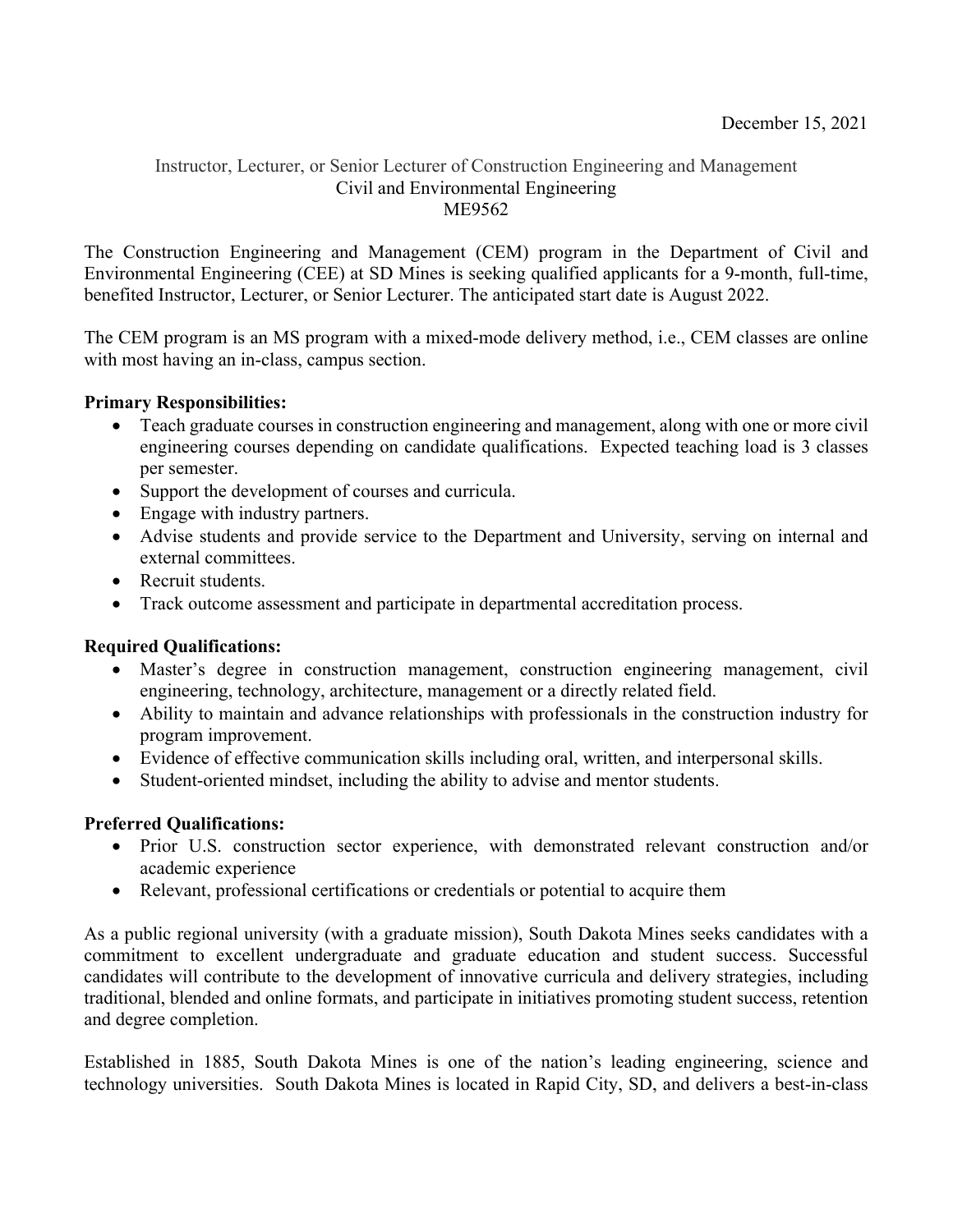December 15, 2021

Instructor, Lecturer, or Senior Lecturer of Construction Engineering and Management
Civil and Environmental Engineering
ME9562

The Construction Engineering and Management (CEM) program in the Department of Civil and Environmental Engineering (CEE) at SD Mines is seeking qualified applicants for a 9-month, full-time, benefited Instructor, Lecturer, or Senior Lecturer. The anticipated start date is August 2022.

The CEM program is an MS program with a mixed-mode delivery method, i.e., CEM classes are online with most having an in-class, campus section.

**Primary Responsibilities:**

- Teach graduate courses in construction engineering and management, along with one or more civil engineering courses depending on candidate qualifications. Expected teaching load is 3 classes per semester.
- Support the development of courses and curricula.
- Engage with industry partners.
- Advise students and provide service to the Department and University, serving on internal and external committees.
- Recruit students.
- Track outcome assessment and participate in departmental accreditation process.

**Required Qualifications:**

- Master's degree in construction management, construction engineering management, civil engineering, technology, architecture, management or a directly related field.
- Ability to maintain and advance relationships with professionals in the construction industry for program improvement.
- Evidence of effective communication skills including oral, written, and interpersonal skills.
- Student-oriented mindset, including the ability to advise and mentor students.

**Preferred Qualifications:**

- Prior U.S. construction sector experience, with demonstrated relevant construction and/or academic experience
- Relevant, professional certifications or credentials or potential to acquire them

As a public regional university (with a graduate mission), South Dakota Mines seeks candidates with a commitment to excellent undergraduate and graduate education and student success. Successful candidates will contribute to the development of innovative curricula and delivery strategies, including traditional, blended and online formats, and participate in initiatives promoting student success, retention and degree completion.

Established in 1885, South Dakota Mines is one of the nation's leading engineering, science and technology universities. South Dakota Mines is located in Rapid City, SD, and delivers a best-in-class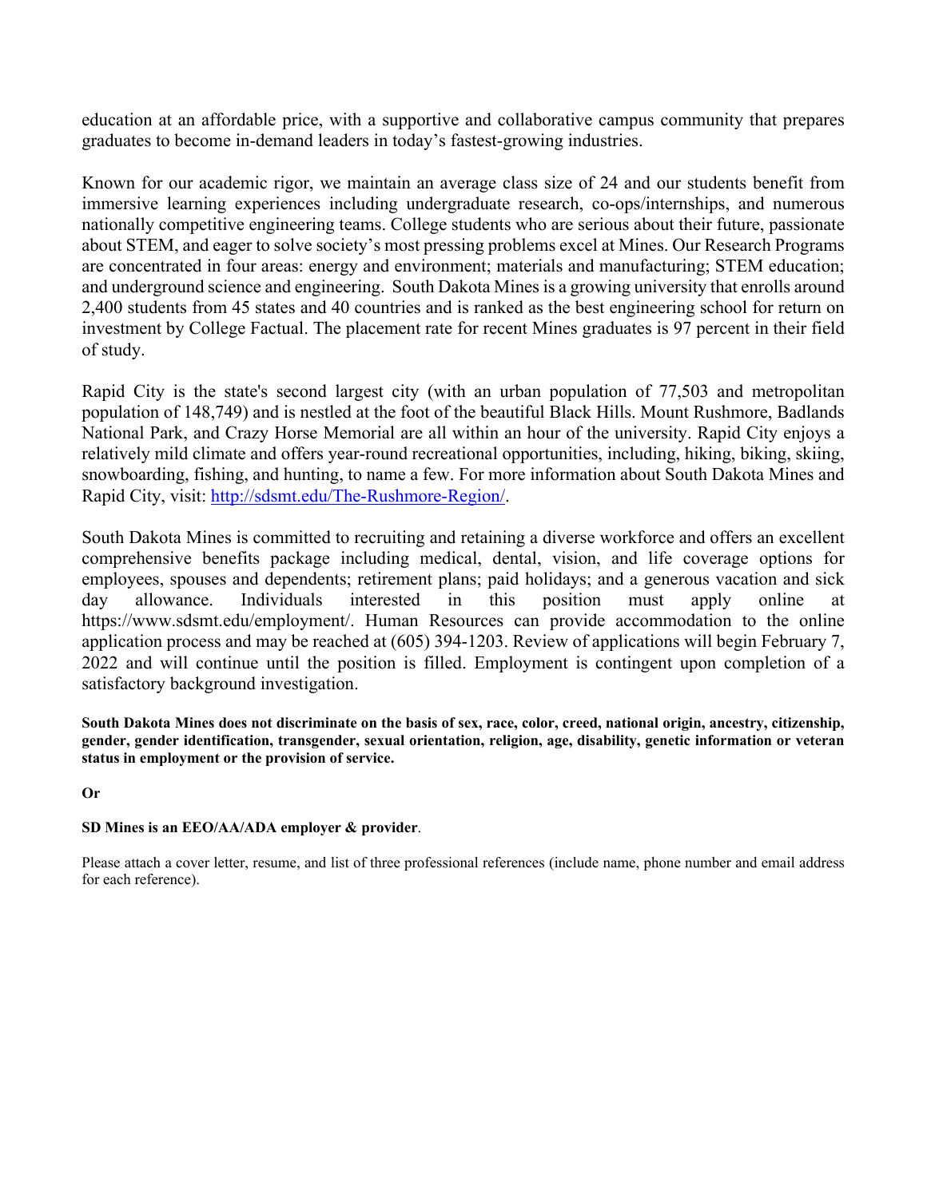education at an affordable price, with a supportive and collaborative campus community that prepares graduates to become in-demand leaders in today's fastest-growing industries.

Known for our academic rigor, we maintain an average class size of 24 and our students benefit from immersive learning experiences including undergraduate research, co-ops/internships, and numerous nationally competitive engineering teams. College students who are serious about their future, passionate about STEM, and eager to solve society's most pressing problems excel at Mines. Our Research Programs are concentrated in four areas: energy and environment; materials and manufacturing; STEM education; and underground science and engineering. South Dakota Mines is a growing university that enrolls around 2,400 students from 45 states and 40 countries and is ranked as the best engineering school for return on investment by College Factual. The placement rate for recent Mines graduates is 97 percent in their field of study.

Rapid City is the state's second largest city (with an urban population of 77,503 and metropolitan population of 148,749) and is nestled at the foot of the beautiful Black Hills. Mount Rushmore, Badlands National Park, and Crazy Horse Memorial are all within an hour of the university. Rapid City enjoys a relatively mild climate and offers year-round recreational opportunities, including, hiking, biking, skiing, snowboarding, fishing, and hunting, to name a few. For more information about South Dakota Mines and Rapid City, visit: [http://sdsmt.edu/The-Rushmore-Region/](http://sdsmt.edu/The-Rushmore-Region/).

South Dakota Mines is committed to recruiting and retaining a diverse workforce and offers an excellent comprehensive benefits package including medical, dental, vision, and life coverage options for employees, spouses and dependents; retirement plans; paid holidays; and a generous vacation and sick day allowance. Individuals interested in this position must apply online at https://www.sdsmt.edu/employment/. Human Resources can provide accommodation to the online application process and may be reached at (605) 394-1203. Review of applications will begin February 7, 2022 and will continue until the position is filled. Employment is contingent upon completion of a satisfactory background investigation.

**South Dakota Mines does not discriminate on the basis of sex, race, color, creed, national origin, ancestry, citizenship, gender, gender identification, transgender, sexual orientation, religion, age, disability, genetic information or veteran status in employment or the provision of service.**

**Or**

**SD Mines is an EEO/AA/ADA employer & provider**.

Please attach a cover letter, resume, and list of three professional references (include name, phone number and email address for each reference).